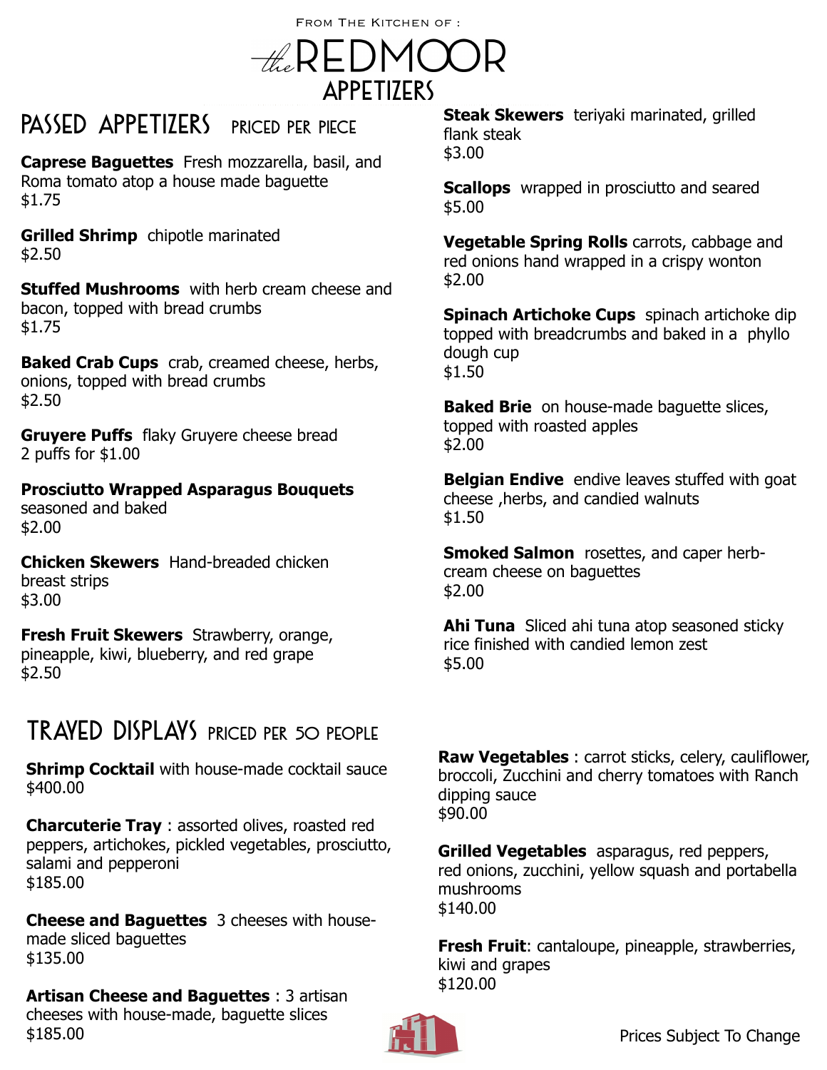From The Kitchen of :

# the REDMOOR

## APPETIZERS

### PASSED APPETIZERS PRICED PER PIECE

**Caprese Baguettes** Fresh mozzarella, basil, and Roma tomato atop a house made baguette
$1.75

**Grilled Shrimp** chipotle marinated
$2.50

**Stuffed Mushrooms** with herb cream cheese and bacon, topped with bread crumbs
$1.75

**Baked Crab Cups** crab, creamed cheese, herbs, onions, topped with bread crumbs
$2.50

**Gruyere Puffs** flaky Gruyere cheese bread
2 puffs for $1.00

**Prosciutto Wrapped Asparagus Bouquets** seasoned and baked
$2.00

**Chicken Skewers** Hand-breaded chicken breast strips
$3.00

**Fresh Fruit Skewers** Strawberry, orange, pineapple, kiwi, blueberry, and red grape
$2.50

**Steak Skewers** teriyaki marinated, grilled flank steak
$3.00

**Scallops** wrapped in prosciutto and seared
$5.00

**Vegetable Spring Rolls** carrots, cabbage and red onions hand wrapped in a crispy wonton
$2.00

**Spinach Artichoke Cups** spinach artichoke dip topped with breadcrumbs and baked in a phyllo dough cup
$1.50

**Baked Brie** on house-made baguette slices, topped with roasted apples
$2.00

**Belgian Endive** endive leaves stuffed with goat cheese ,herbs, and candied walnuts
$1.50

**Smoked Salmon** rosettes, and caper herb-cream cheese on baguettes
$2.00

**Ahi Tuna** Sliced ahi tuna atop seasoned sticky rice finished with candied lemon zest
$5.00

### TRAYED DISPLAYS PRICED PER 50 PEOPLE

**Shrimp Cocktail** with house-made cocktail sauce
$400.00

**Charcuterie Tray** : assorted olives, roasted red peppers, artichokes, pickled vegetables, prosciutto, salami and pepperoni
$185.00

**Cheese and Baguettes** 3 cheeses with house-made sliced baguettes
$135.00

**Artisan Cheese and Baguettes** : 3 artisan cheeses with house-made, baguette slices
$185.00

**Raw Vegetables** : carrot sticks, celery, cauliflower, broccoli, Zucchini and cherry tomatoes with Ranch dipping sauce
$90.00

**Grilled Vegetables** asparagus, red peppers, red onions, zucchini, yellow squash and portabella mushrooms
$140.00

**Fresh Fruit**: cantaloupe, pineapple, strawberries, kiwi and grapes
$120.00

Prices Subject To Change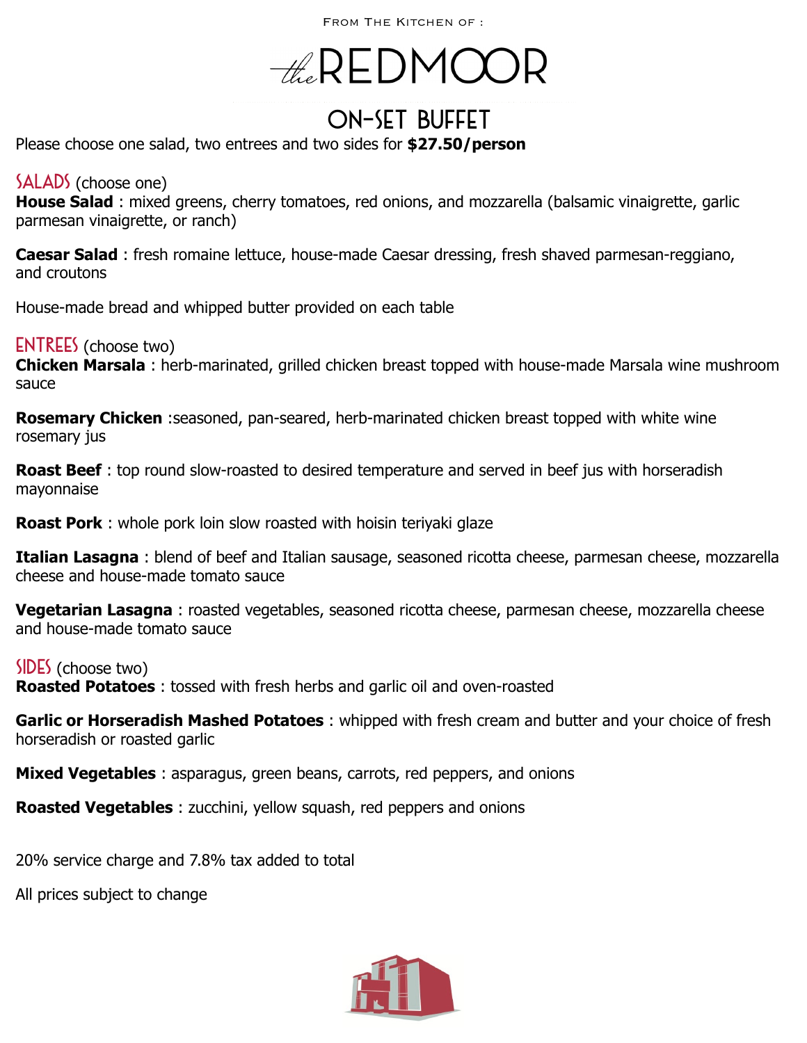From The Kitchen of :

# the REDMOOR

## ON-SET BUFFET

Please choose one salad, two entrees and two sides for **$27.50/person**

### SALADS (choose one)

**House Salad** : mixed greens, cherry tomatoes, red onions, and mozzarella (balsamic vinaigrette, garlic parmesan vinaigrette, or ranch)

**Caesar Salad** : fresh romaine lettuce, house-made Caesar dressing, fresh shaved parmesan-reggiano, and croutons

House-made bread and whipped butter provided on each table

### ENTREES (choose two)

**Chicken Marsala** : herb-marinated, grilled chicken breast topped with house-made Marsala wine mushroom sauce

**Rosemary Chicken** :seasoned, pan-seared, herb-marinated chicken breast topped with white wine rosemary jus

**Roast Beef** : top round slow-roasted to desired temperature and served in beef jus with horseradish mayonnaise

**Roast Pork** : whole pork loin slow roasted with hoisin teriyaki glaze

**Italian Lasagna** : blend of beef and Italian sausage, seasoned ricotta cheese, parmesan cheese, mozzarella cheese and house-made tomato sauce

**Vegetarian Lasagna** : roasted vegetables, seasoned ricotta cheese, parmesan cheese, mozzarella cheese and house-made tomato sauce

### SIDES (choose two)

**Roasted Potatoes** : tossed with fresh herbs and garlic oil and oven-roasted

**Garlic or Horseradish Mashed Potatoes** : whipped with fresh cream and butter and your choice of fresh horseradish or roasted garlic

**Mixed Vegetables** : asparagus, green beans, carrots, red peppers, and onions

**Roasted Vegetables** : zucchini, yellow squash, red peppers and onions

20% service charge and 7.8% tax added to total

All prices subject to change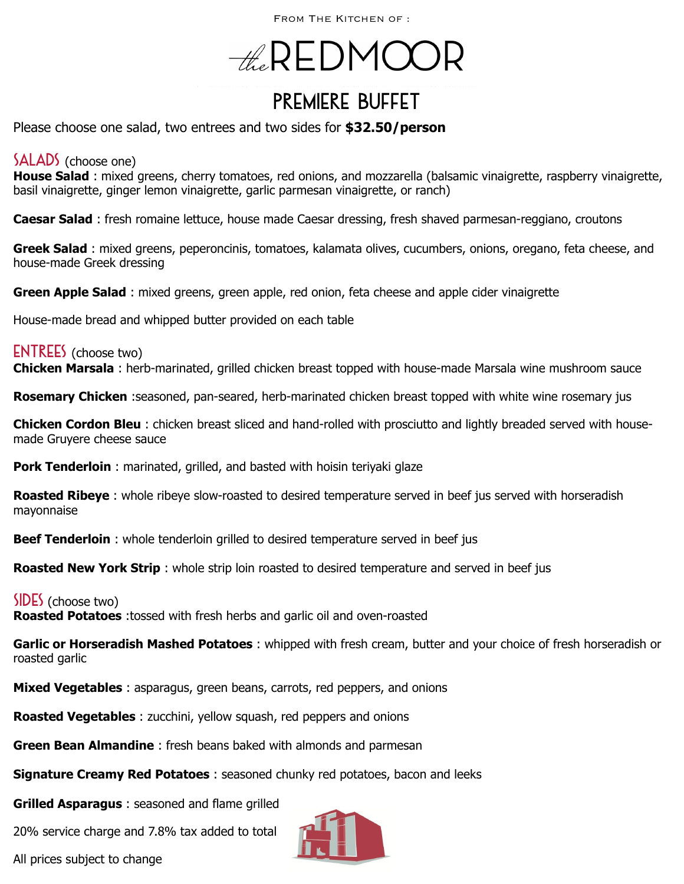From The Kitchen of :

# the REDMOOR

## PREMIERE BUFFET

Please choose one salad, two entrees and two sides for **$32.50/person**

### SALADS (choose one)

**House Salad** : mixed greens, cherry tomatoes, red onions, and mozzarella (balsamic vinaigrette, raspberry vinaigrette, basil vinaigrette, ginger lemon vinaigrette, garlic parmesan vinaigrette, or ranch)

**Caesar Salad** : fresh romaine lettuce, house made Caesar dressing, fresh shaved parmesan-reggiano, croutons

**Greek Salad** : mixed greens, peperoncinis, tomatoes, kalamata olives, cucumbers, onions, oregano, feta cheese, and house-made Greek dressing

**Green Apple Salad** : mixed greens, green apple, red onion, feta cheese and apple cider vinaigrette

House-made bread and whipped butter provided on each table

### ENTREES (choose two)

**Chicken Marsala** : herb-marinated, grilled chicken breast topped with house-made Marsala wine mushroom sauce

**Rosemary Chicken** :seasoned, pan-seared, herb-marinated chicken breast topped with white wine rosemary jus

**Chicken Cordon Bleu** : chicken breast sliced and hand-rolled with prosciutto and lightly breaded served with house-made Gruyere cheese sauce

**Pork Tenderloin** : marinated, grilled, and basted with hoisin teriyaki glaze

**Roasted Ribeye** : whole ribeye slow-roasted to desired temperature served in beef jus served with horseradish mayonnaise

**Beef Tenderloin** : whole tenderloin grilled to desired temperature served in beef jus

**Roasted New York Strip** : whole strip loin roasted to desired temperature and served in beef jus

### SIDES (choose two)

**Roasted Potatoes** :tossed with fresh herbs and garlic oil and oven-roasted

**Garlic or Horseradish Mashed Potatoes** : whipped with fresh cream, butter and your choice of fresh horseradish or roasted garlic

**Mixed Vegetables** : asparagus, green beans, carrots, red peppers, and onions

**Roasted Vegetables** : zucchini, yellow squash, red peppers and onions

**Green Bean Almandine** : fresh beans baked with almonds and parmesan

**Signature Creamy Red Potatoes** : seasoned chunky red potatoes, bacon and leeks

**Grilled Asparagus** : seasoned and flame grilled

20% service charge and 7.8% tax added to total

All prices subject to change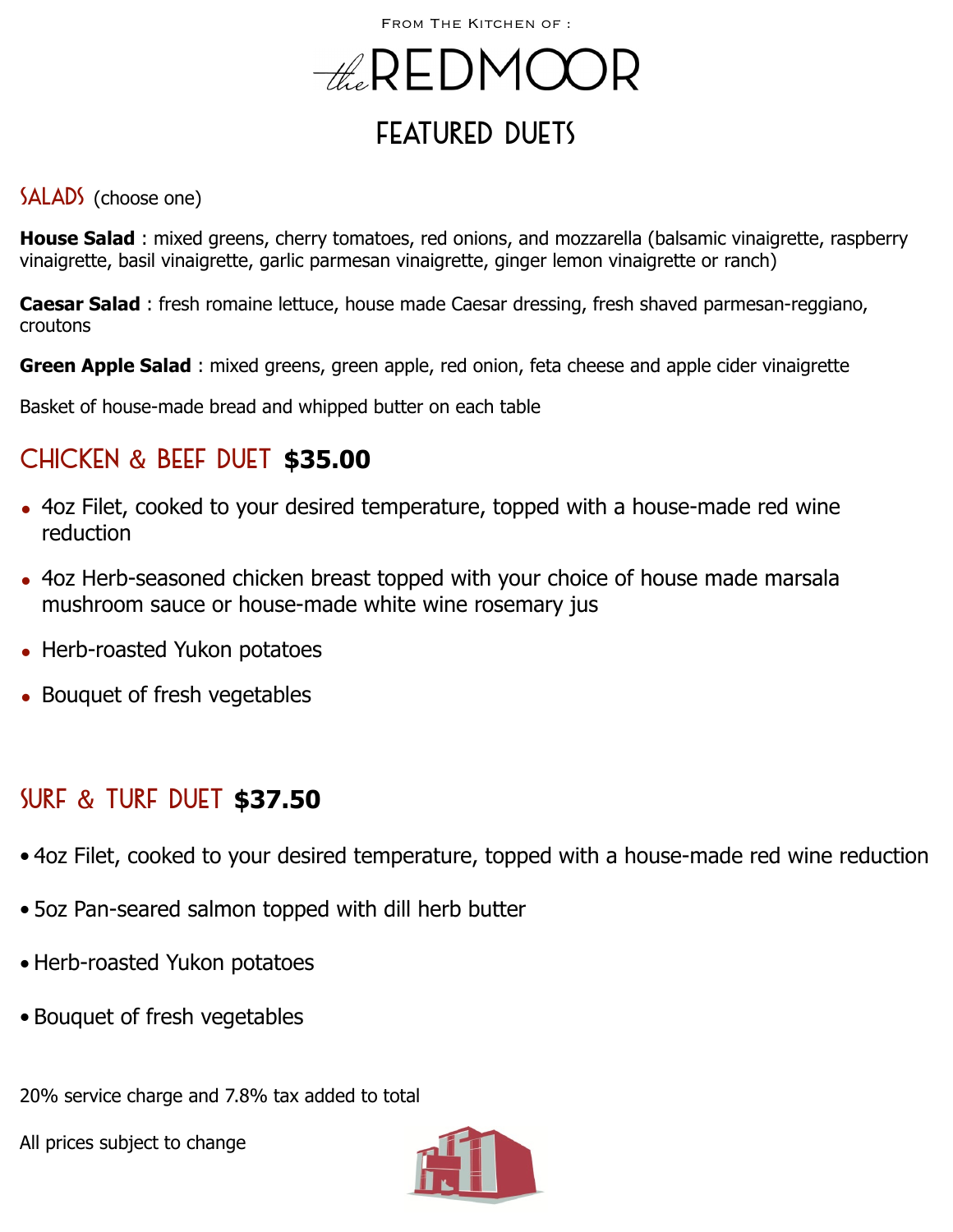From The Kitchen of :

# the REDMOOR

## FEATURED DUETS

### SALADS (choose one)

**House Salad** : mixed greens, cherry tomatoes, red onions, and mozzarella (balsamic vinaigrette, raspberry vinaigrette, basil vinaigrette, garlic parmesan vinaigrette, ginger lemon vinaigrette or ranch)

**Caesar Salad** : fresh romaine lettuce, house made Caesar dressing, fresh shaved parmesan-reggiano, croutons

**Green Apple Salad** : mixed greens, green apple, red onion, feta cheese and apple cider vinaigrette

Basket of house-made bread and whipped butter on each table

### CHICKEN & BEEF DUET **$35.00**

- 4oz Filet, cooked to your desired temperature, topped with a house-made red wine reduction
- 4oz Herb-seasoned chicken breast topped with your choice of house made marsala mushroom sauce or house-made white wine rosemary jus
- Herb-roasted Yukon potatoes
- Bouquet of fresh vegetables

### SURF & TURF DUET **$37.50**

- 4oz Filet, cooked to your desired temperature, topped with a house-made red wine reduction
- 5oz Pan-seared salmon topped with dill herb butter
- Herb-roasted Yukon potatoes
- Bouquet of fresh vegetables

20% service charge and 7.8% tax added to total

All prices subject to change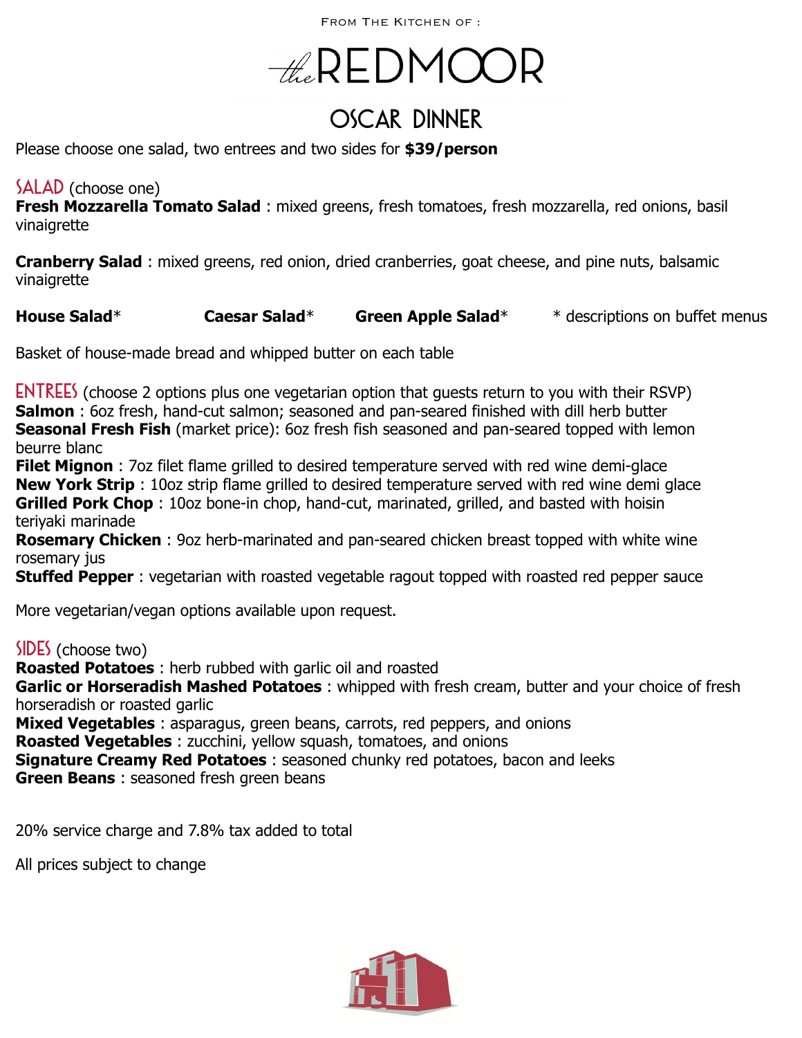FROM THE KITCHEN OF :

# the REDMOOR

## OSCAR DINNER

Please choose one salad, two entrees and two sides for **$39/person**

### SALAD (choose one)

**Fresh Mozzarella Tomato Salad** : mixed greens, fresh tomatoes, fresh mozzarella, red onions, basil vinaigrette

**Cranberry Salad** : mixed greens, red onion, dried cranberries, goat cheese, and pine nuts, balsamic vinaigrette

**House Salad*** **Caesar Salad*** **Green Apple Salad*** * descriptions on buffet menus

Basket of house-made bread and whipped butter on each table

### ENTREES (choose 2 options plus one vegetarian option that guests return to you with their RSVP)

**Salmon** : 6oz fresh, hand-cut salmon; seasoned and pan-seared finished with dill herb butter
**Seasonal Fresh Fish** (market price): 6oz fresh fish seasoned and pan-seared topped with lemon beurre blanc
**Filet Mignon** : 7oz filet flame grilled to desired temperature served with red wine demi-glace
**New York Strip** : 10oz strip flame grilled to desired temperature served with red wine demi glace
**Grilled Pork Chop** : 10oz bone-in chop, hand-cut, marinated, grilled, and basted with hoisin teriyaki marinade
**Rosemary Chicken** : 9oz herb-marinated and pan-seared chicken breast topped with white wine rosemary jus
**Stuffed Pepper** : vegetarian with roasted vegetable ragout topped with roasted red pepper sauce

More vegetarian/vegan options available upon request.

### SIDES (choose two)

**Roasted Potatoes** : herb rubbed with garlic oil and roasted
**Garlic or Horseradish Mashed Potatoes** : whipped with fresh cream, butter and your choice of fresh horseradish or roasted garlic
**Mixed Vegetables** : asparagus, green beans, carrots, red peppers, and onions
**Roasted Vegetables** : zucchini, yellow squash, tomatoes, and onions
**Signature Creamy Red Potatoes** : seasoned chunky red potatoes, bacon and leeks
**Green Beans** : seasoned fresh green beans

20% service charge and 7.8% tax added to total

All prices subject to change